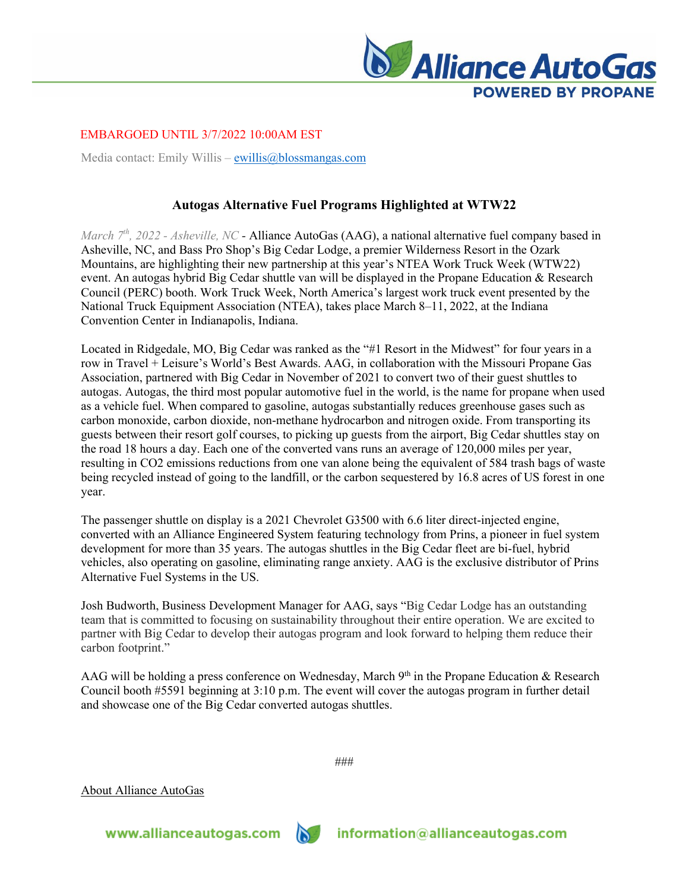EMBARGOED UNTIL 3/7/2022 10:00AM EST

Media contact: Emily Willis – ewillis@blossmangas.com

## Autogas Alternative Fuel Programs Highlighted at WTW22

*March 7th, 2022 - Asheville, NC* - Alliance AutoGas (AAG), a national alternative fuel company based in Asheville, NC, and Bass Pro Shop's Big Cedar Lodge, a premier Wilderness Resort in the Ozark Mountains, are highlighting their new partnership at this year's NTEA Work Truck Week (WTW22) event. An autogas hybrid Big Cedar shuttle van will be displayed in the Propane Education & Research Council (PERC) booth. Work Truck Week, North America's largest work truck event presented by the National Truck Equipment Association (NTEA), takes place March 8–11, 2022, at the Indiana Convention Center in Indianapolis, Indiana.

Located in Ridgedale, MO, Big Cedar was ranked as the "#1 Resort in the Midwest" for four years in a row in Travel + Leisure's World's Best Awards. AAG, in collaboration with the Missouri Propane Gas Association, partnered with Big Cedar in November of 2021 to convert two of their guest shuttles to autogas. Autogas, the third most popular automotive fuel in the world, is the name for propane when used as a vehicle fuel. When compared to gasoline, autogas substantially reduces greenhouse gases such as carbon monoxide, carbon dioxide, non-methane hydrocarbon and nitrogen oxide. From transporting its guests between their resort golf courses, to picking up guests from the airport, Big Cedar shuttles stay on the road 18 hours a day. Each one of the converted vans runs an average of 120,000 miles per year, resulting in $CO_2$ emissions reductions from one van alone being the equivalent of 584 trash bags of waste being recycled instead of going to the landfill, or the carbon sequestered by 16.8 acres of US forest in one year.

The passenger shuttle on display is a 2021 Chevrolet G3500 with 6.6 liter direct-injected engine, converted with an Alliance Engineered System featuring technology from Prins, a pioneer in fuel system development for more than 35 years. The autogas shuttles in the Big Cedar fleet are bi-fuel, hybrid vehicles, also operating on gasoline, eliminating range anxiety. AAG is the exclusive distributor of Prins Alternative Fuel Systems in the US.

Josh Budworth, Business Development Manager for AAG, says "Big Cedar Lodge has an outstanding team that is committed to focusing on sustainability throughout their entire operation. We are excited to partner with Big Cedar to develop their autogas program and look forward to helping them reduce their carbon footprint."

AAG will be holding a press conference on Wednesday, March 9th in the Propane Education & Research Council booth #5591 beginning at 3:10 p.m. The event will cover the autogas program in further detail and showcase one of the Big Cedar converted autogas shuttles.

###

About Alliance AutoGas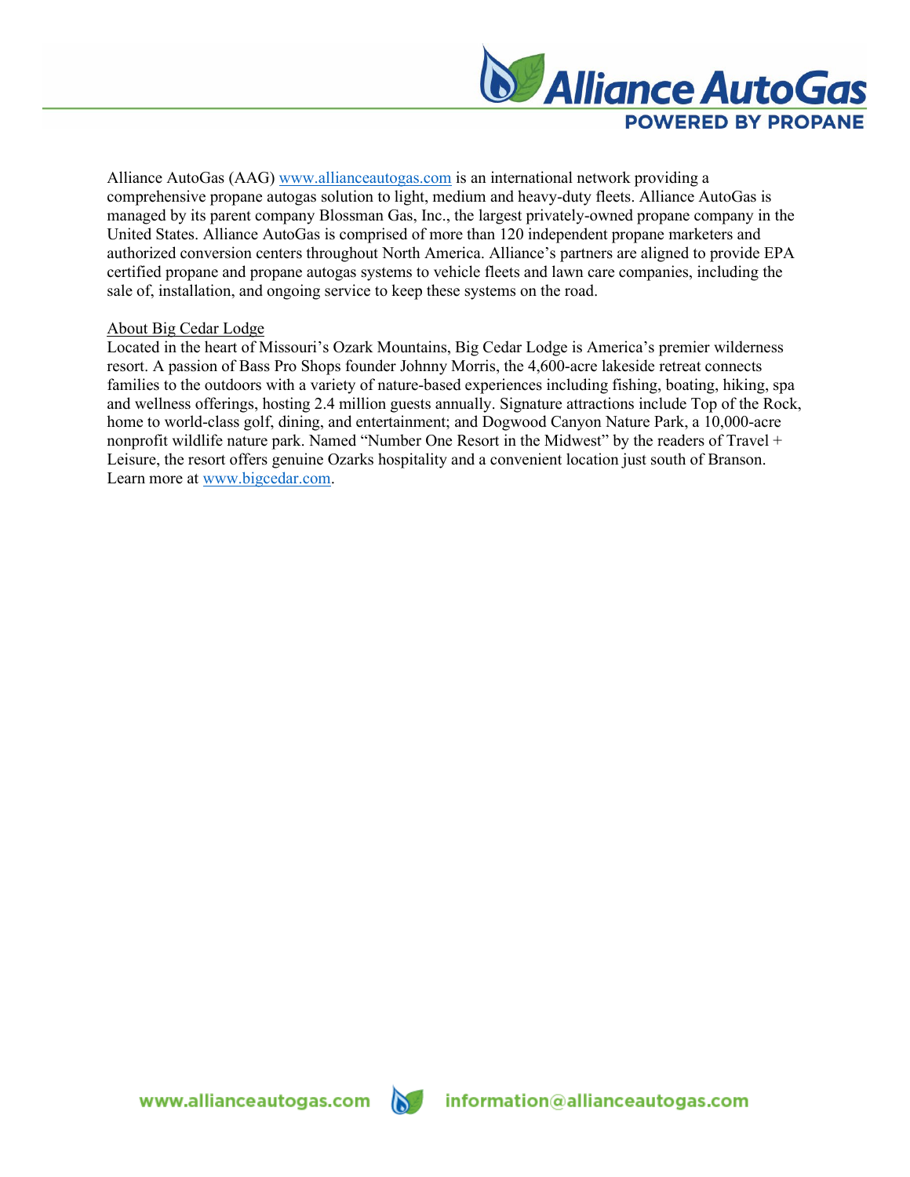Alliance AutoGas (AAG) www.allianceautogas.com is an international network providing a comprehensive propane autogas solution to light, medium and heavy-duty fleets. Alliance AutoGas is managed by its parent company Blossman Gas, Inc., the largest privately-owned propane company in the United States. Alliance AutoGas is comprised of more than 120 independent propane marketers and authorized conversion centers throughout North America. Alliance's partners are aligned to provide EPA certified propane and propane autogas systems to vehicle fleets and lawn care companies, including the sale of, installation, and ongoing service to keep these systems on the road.

About Big Cedar Lodge

Located in the heart of Missouri's Ozark Mountains, Big Cedar Lodge is America's premier wilderness resort. A passion of Bass Pro Shops founder Johnny Morris, the 4,600-acre lakeside retreat connects families to the outdoors with a variety of nature-based experiences including fishing, boating, hiking, spa and wellness offerings, hosting 2.4 million guests annually. Signature attractions include Top of the Rock, home to world-class golf, dining, and entertainment; and Dogwood Canyon Nature Park, a 10,000-acre nonprofit wildlife nature park. Named "Number One Resort in the Midwest" by the readers of Travel + Leisure, the resort offers genuine Ozarks hospitality and a convenient location just south of Branson. Learn more at www.bigcedar.com.